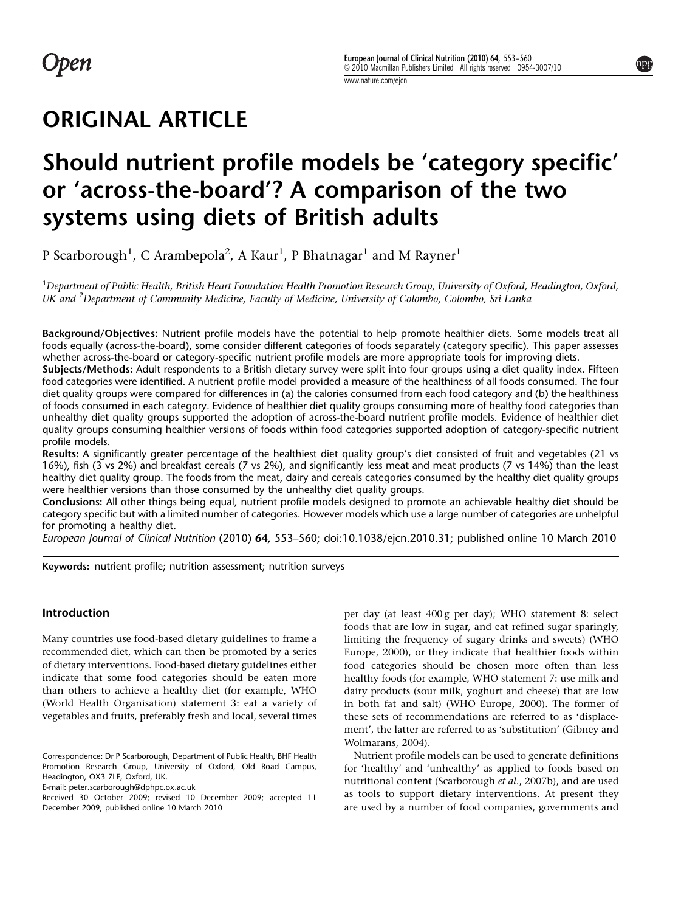Open

# ORIGINAL ARTICLE

# Should nutrient profile models be 'category specific' or 'across-the-board'? A comparison of the two systems using diets of British adults

P Scarborough[1], C Arambepola[2], A Kaur[1], P Bhatnagar[1] and M Rayner[1]

[1]*Department of Public Health, British Heart Foundation Health Promotion Research Group, University of Oxford, Headington, Oxford, UK and* [2]*Department of Community Medicine, Faculty of Medicine, University of Colombo, Colombo, Sri Lanka*

**Background/Objectives:** Nutrient profile models have the potential to help promote healthier diets. Some models treat all foods equally (across-the-board), some consider different categories of foods separately (category specific). This paper assesses whether across-the-board or category-specific nutrient profile models are more appropriate tools for improving diets.

**Subjects/Methods:** Adult respondents to a British dietary survey were split into four groups using a diet quality index. Fifteen food categories were identified. A nutrient profile model provided a measure of the healthiness of all foods consumed. The four diet quality groups were compared for differences in (a) the calories consumed from each food category and (b) the healthiness of foods consumed in each category. Evidence of healthier diet quality groups consuming more of healthy food categories than unhealthy diet quality groups supported the adoption of across-the-board nutrient profile models. Evidence of healthier diet quality groups consuming healthier versions of foods within food categories supported adoption of category-specific nutrient profile models.

**Results:** A significantly greater percentage of the healthiest diet quality group's diet consisted of fruit and vegetables (21 vs 16%), fish (3 vs 2%) and breakfast cereals (7 vs 2%), and significantly less meat and meat products (7 vs 14%) than the least healthy diet quality group. The foods from the meat, dairy and cereals categories consumed by the healthy diet quality groups were healthier versions than those consumed by the unhealthy diet quality groups.

**Conclusions:** All other things being equal, nutrient profile models designed to promote an achievable healthy diet should be category specific but with a limited number of categories. However models which use a large number of categories are unhelpful for promoting a healthy diet.

*European Journal of Clinical Nutrition* (2010) **64,** 553–560; doi:10.1038/ejcn.2010.31; published online 10 March 2010

**Keywords:** nutrient profile; nutrition assessment; nutrition surveys

## Introduction

Many countries use food-based dietary guidelines to frame a recommended diet, which can then be promoted by a series of dietary interventions. Food-based dietary guidelines either indicate that some food categories should be eaten more than others to achieve a healthy diet (for example, WHO (World Health Organisation) statement 3: eat a variety of vegetables and fruits, preferably fresh and local, several times per day (at least 400 g per day); WHO statement 8: select foods that are low in sugar, and eat refined sugar sparingly, limiting the frequency of sugary drinks and sweets) (WHO Europe, 2000), or they indicate that healthier foods within food categories should be chosen more often than less healthy foods (for example, WHO statement 7: use milk and dairy products (sour milk, yoghurt and cheese) that are low in both fat and salt) (WHO Europe, 2000). The former of these sets of recommendations are referred to as 'displacement', the latter are referred to as 'substitution' (Gibney and Wolmarans, 2004).

Nutrient profile models can be used to generate definitions for 'healthy' and 'unhealthy' as applied to foods based on nutritional content (Scarborough *et al.*, 2007b), and are used as tools to support dietary interventions. At present they are used by a number of food companies, governments and

Correspondence: Dr P Scarborough, Department of Public Health, BHF Health Promotion Research Group, University of Oxford, Old Road Campus, Headington, OX3 7LF, Oxford, UK.
E-mail: peter.scarborough@dphpc.ox.ac.uk

Received 30 October 2009; revised 10 December 2009; accepted 11 December 2009; published online 10 March 2010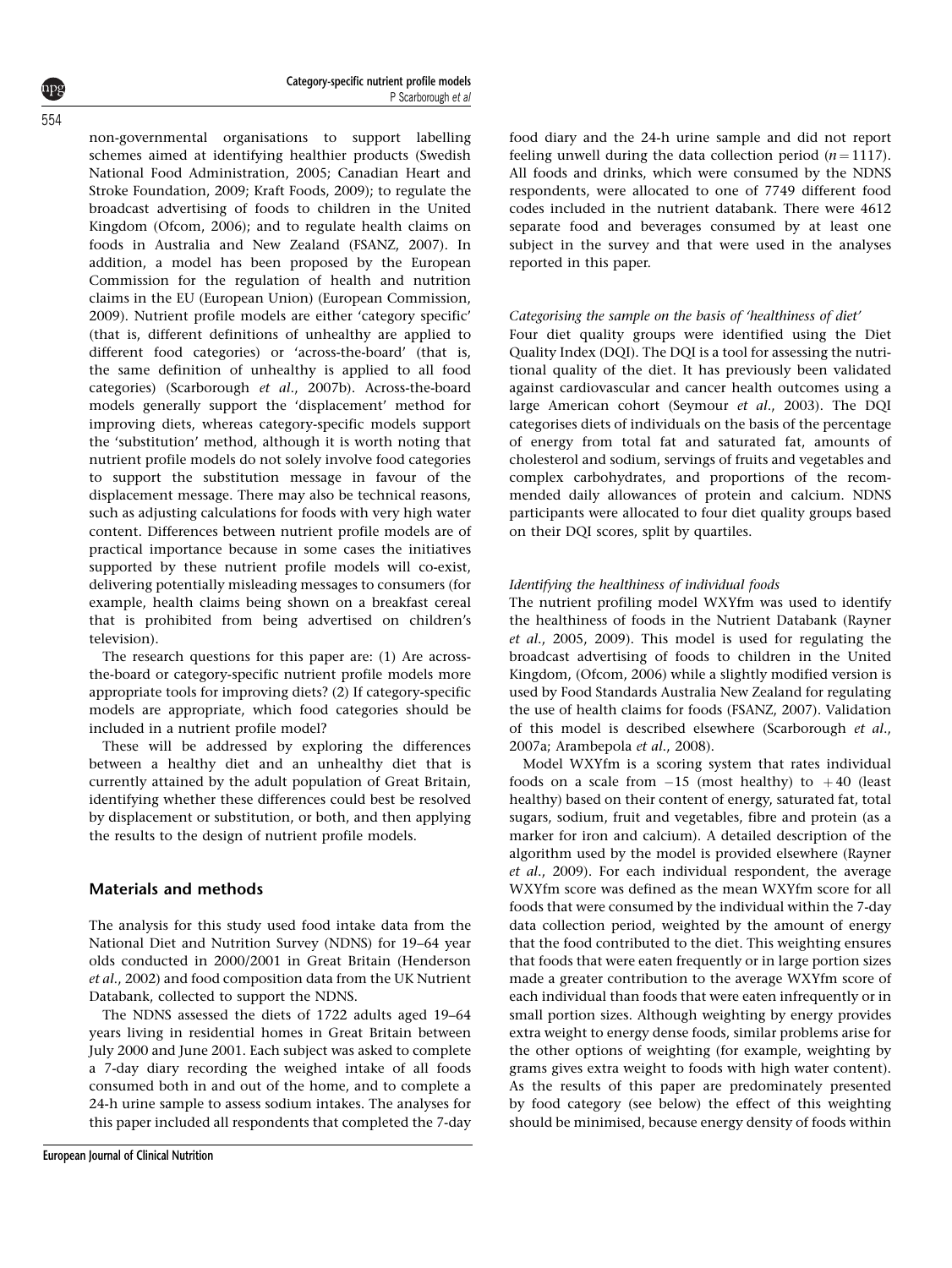non-governmental organisations to support labelling schemes aimed at identifying healthier products (Swedish National Food Administration, 2005; Canadian Heart and Stroke Foundation, 2009; Kraft Foods, 2009); to regulate the broadcast advertising of foods to children in the United Kingdom (Ofcom, 2006); and to regulate health claims on foods in Australia and New Zealand (FSANZ, 2007). In addition, a model has been proposed by the European Commission for the regulation of health and nutrition claims in the EU (European Union) (European Commission, 2009). Nutrient profile models are either 'category specific' (that is, different definitions of unhealthy are applied to different food categories) or 'across-the-board' (that is, the same definition of unhealthy is applied to all food categories) (Scarborough *et al*., 2007b). Across-the-board models generally support the 'displacement' method for improving diets, whereas category-specific models support the 'substitution' method, although it is worth noting that nutrient profile models do not solely involve food categories to support the substitution message in favour of the displacement message. There may also be technical reasons, such as adjusting calculations for foods with very high water content. Differences between nutrient profile models are of practical importance because in some cases the initiatives supported by these nutrient profile models will co-exist, delivering potentially misleading messages to consumers (for example, health claims being shown on a breakfast cereal that is prohibited from being advertised on children's television).

The research questions for this paper are: (1) Are across-the-board or category-specific nutrient profile models more appropriate tools for improving diets? (2) If category-specific models are appropriate, which food categories should be included in a nutrient profile model?

These will be addressed by exploring the differences between a healthy diet and an unhealthy diet that is currently attained by the adult population of Great Britain, identifying whether these differences could best be resolved by displacement or substitution, or both, and then applying the results to the design of nutrient profile models.

## Materials and methods

The analysis for this study used food intake data from the National Diet and Nutrition Survey (NDNS) for 19–64 year olds conducted in 2000/2001 in Great Britain (Henderson *et al*., 2002) and food composition data from the UK Nutrient Databank, collected to support the NDNS.

The NDNS assessed the diets of 1722 adults aged 19–64 years living in residential homes in Great Britain between July 2000 and June 2001. Each subject was asked to complete a 7-day diary recording the weighed intake of all foods consumed both in and out of the home, and to complete a 24-h urine sample to assess sodium intakes. The analyses for this paper included all respondents that completed the 7-day food diary and the 24-h urine sample and did not report feeling unwell during the data collection period ($n = 1117$). All foods and drinks, which were consumed by the NDNS respondents, were allocated to one of 7749 different food codes included in the nutrient databank. There were 4612 separate food and beverages consumed by at least one subject in the survey and that were used in the analyses reported in this paper.

### *Categorising the sample on the basis of 'healthiness of diet'*

Four diet quality groups were identified using the Diet Quality Index (DQI). The DQI is a tool for assessing the nutritional quality of the diet. It has previously been validated against cardiovascular and cancer health outcomes using a large American cohort (Seymour *et al*., 2003). The DQI categorises diets of individuals on the basis of the percentage of energy from total fat and saturated fat, amounts of cholesterol and sodium, servings of fruits and vegetables and complex carbohydrates, and proportions of the recommended daily allowances of protein and calcium. NDNS participants were allocated to four diet quality groups based on their DQI scores, split by quartiles.

### *Identifying the healthiness of individual foods*

The nutrient profiling model WXYfm was used to identify the healthiness of foods in the Nutrient Databank (Rayner *et al*., 2005, 2009). This model is used for regulating the broadcast advertising of foods to children in the United Kingdom, (Ofcom, 2006) while a slightly modified version is used by Food Standards Australia New Zealand for regulating the use of health claims for foods (FSANZ, 2007). Validation of this model is described elsewhere (Scarborough *et al*., 2007a; Arambepola *et al*., 2008).

Model WXYfm is a scoring system that rates individual foods on a scale from −15 (most healthy) to +40 (least healthy) based on their content of energy, saturated fat, total sugars, sodium, fruit and vegetables, fibre and protein (as a marker for iron and calcium). A detailed description of the algorithm used by the model is provided elsewhere (Rayner *et al*., 2009). For each individual respondent, the average WXYfm score was defined as the mean WXYfm score for all foods that were consumed by the individual within the 7-day data collection period, weighted by the amount of energy that the food contributed to the diet. This weighting ensures that foods that were eaten frequently or in large portion sizes made a greater contribution to the average WXYfm score of each individual than foods that were eaten infrequently or in small portion sizes. Although weighting by energy provides extra weight to energy dense foods, similar problems arise for the other options of weighting (for example, weighting by grams gives extra weight to foods with high water content). As the results of this paper are predominately presented by food category (see below) the effect of this weighting should be minimised, because energy density of foods within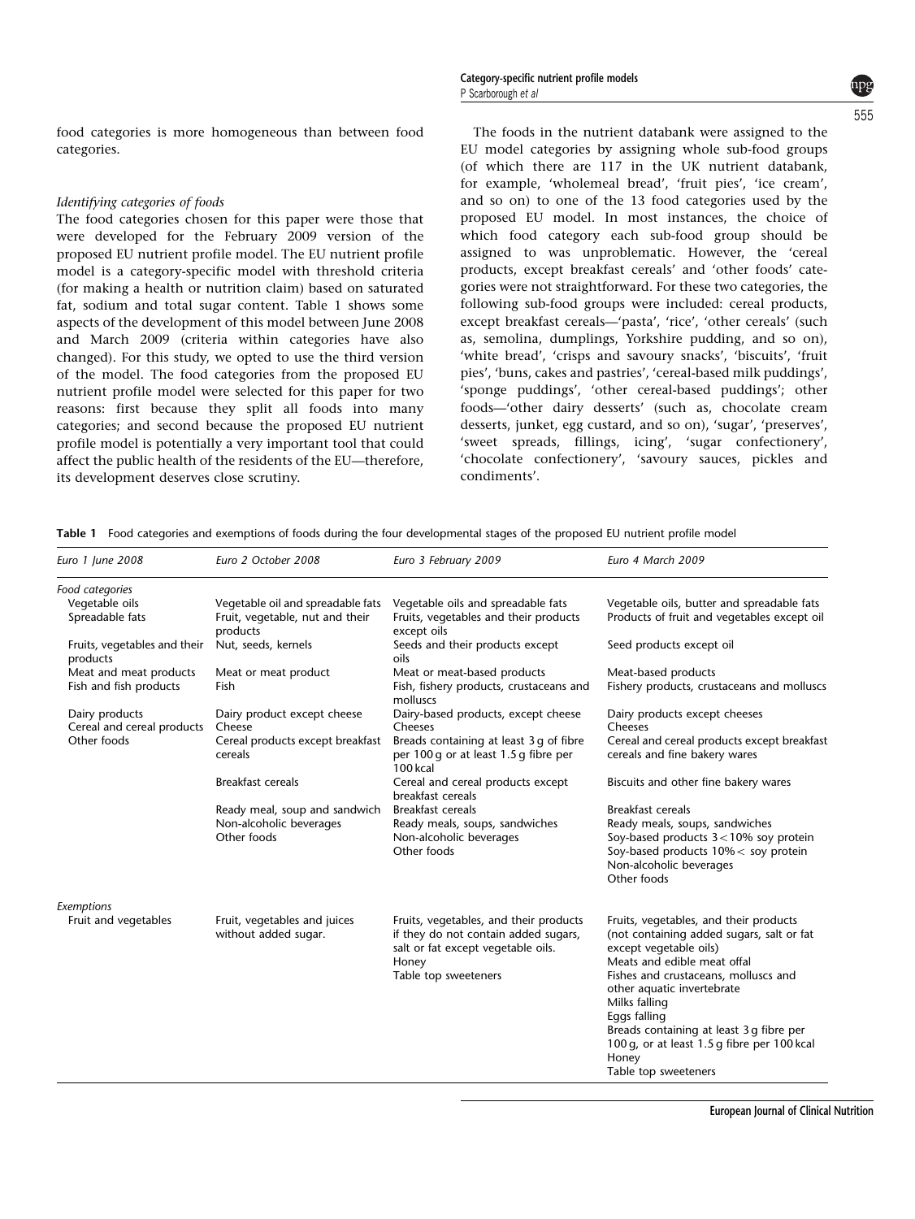food categories is more homogeneous than between food categories.

*Identifying categories of foods*

The food categories chosen for this paper were those that were developed for the February 2009 version of the proposed EU nutrient profile model. The EU nutrient profile model is a category-specific model with threshold criteria (for making a health or nutrition claim) based on saturated fat, sodium and total sugar content. Table 1 shows some aspects of the development of this model between June 2008 and March 2009 (criteria within categories have also changed). For this study, we opted to use the third version of the model. The food categories from the proposed EU nutrient profile model were selected for this paper for two reasons: first because they split all foods into many categories; and second because the proposed EU nutrient profile model is potentially a very important tool that could affect the public health of the residents of the EU—therefore, its development deserves close scrutiny.

The foods in the nutrient databank were assigned to the EU model categories by assigning whole sub-food groups (of which there are 117 in the UK nutrient databank, for example, 'wholemeal bread', 'fruit pies', 'ice cream', and so on) to one of the 13 food categories used by the proposed EU model. In most instances, the choice of which food category each sub-food group should be assigned to was unproblematic. However, the 'cereal products, except breakfast cereals' and 'other foods' categories were not straightforward. For these two categories, the following sub-food groups were included: cereal products, except breakfast cereals—'pasta', 'rice', 'other cereals' (such as, semolina, dumplings, Yorkshire pudding, and so on), 'white bread', 'crisps and savoury snacks', 'biscuits', 'fruit pies', 'buns, cakes and pastries', 'cereal-based milk puddings', 'sponge puddings', 'other cereal-based puddings'; other foods—'other dairy desserts' (such as, chocolate cream desserts, junket, egg custard, and so on), 'sugar', 'preserves', 'sweet spreads, fillings, icing', 'sugar confectionery', 'chocolate confectionery', 'savoury sauces, pickles and condiments'.

**Table 1** Food categories and exemptions of foods during the four developmental stages of the proposed EU nutrient profile model

| *Euro 1 June 2008* | *Euro 2 October 2008* | *Euro 3 February 2009* | *Euro 4 March 2009* |
|---|---|---|---|
| *Food categories* | | | |
| Vegetable oils | Vegetable oil and spreadable fats | Vegetable oils and spreadable fats | Vegetable oils, butter and spreadable fats |
| Spreadable fats | Fruit, vegetable, nut and their products | Fruits, vegetables and their products except oils | Products of fruit and vegetables except oil |
| Fruits, vegetables and their products | Nut, seeds, kernels | Seeds and their products except oils | Seed products except oil |
| Meat and meat products | Meat or meat product | Meat or meat-based products | Meat-based products |
| Fish and fish products | Fish | Fish, fishery products, crustaceans and molluscs | Fishery products, crustaceans and molluscs |
| Dairy products | Dairy product except cheese | Dairy-based products, except cheese | Dairy products except cheeses |
| Cereal and cereal products | Cheese | Cheeses | Cheeses |
| Other foods | Cereal products except breakfast cereals | Breads containing at least 3 g of fibre per 100 g or at least 1.5 g fibre per 100 kcal | Cereal and cereal products except breakfast cereals and fine bakery wares |
| | Breakfast cereals | Cereal and cereal products except breakfast cereals | Biscuits and other fine bakery wares |
| | Ready meal, soup and sandwich | Breakfast cereals | Breakfast cereals |
| | Non-alcoholic beverages | Ready meals, soups, sandwiches | Ready meals, soups, sandwiches |
| | Other foods | Non-alcoholic beverages | Soy-based products 3 < 10% soy protein |
| | | Other foods | Soy-based products 10% < soy protein |
| | | | Non-alcoholic beverages |
| | | | Other foods |
| *Exemptions* | | | |
| Fruit and vegetables | Fruit, vegetables and juices without added sugar. | Fruits, vegetables, and their products if they do not contain added sugars, salt or fat except vegetable oils. | Fruits, vegetables, and their products (not containing added sugars, salt or fat except vegetable oils) |
| | | Honey | Meats and edible meat offal |
| | | Table top sweeteners | Fishes and crustaceans, molluscs and other aquatic invertebrate |
| | | | Milks falling |
| | | | Eggs falling |
| | | | Breads containing at least 3 g fibre per 100 g, or at least 1.5 g fibre per 100 kcal |
| | | | Honey |
| | | | Table top sweeteners |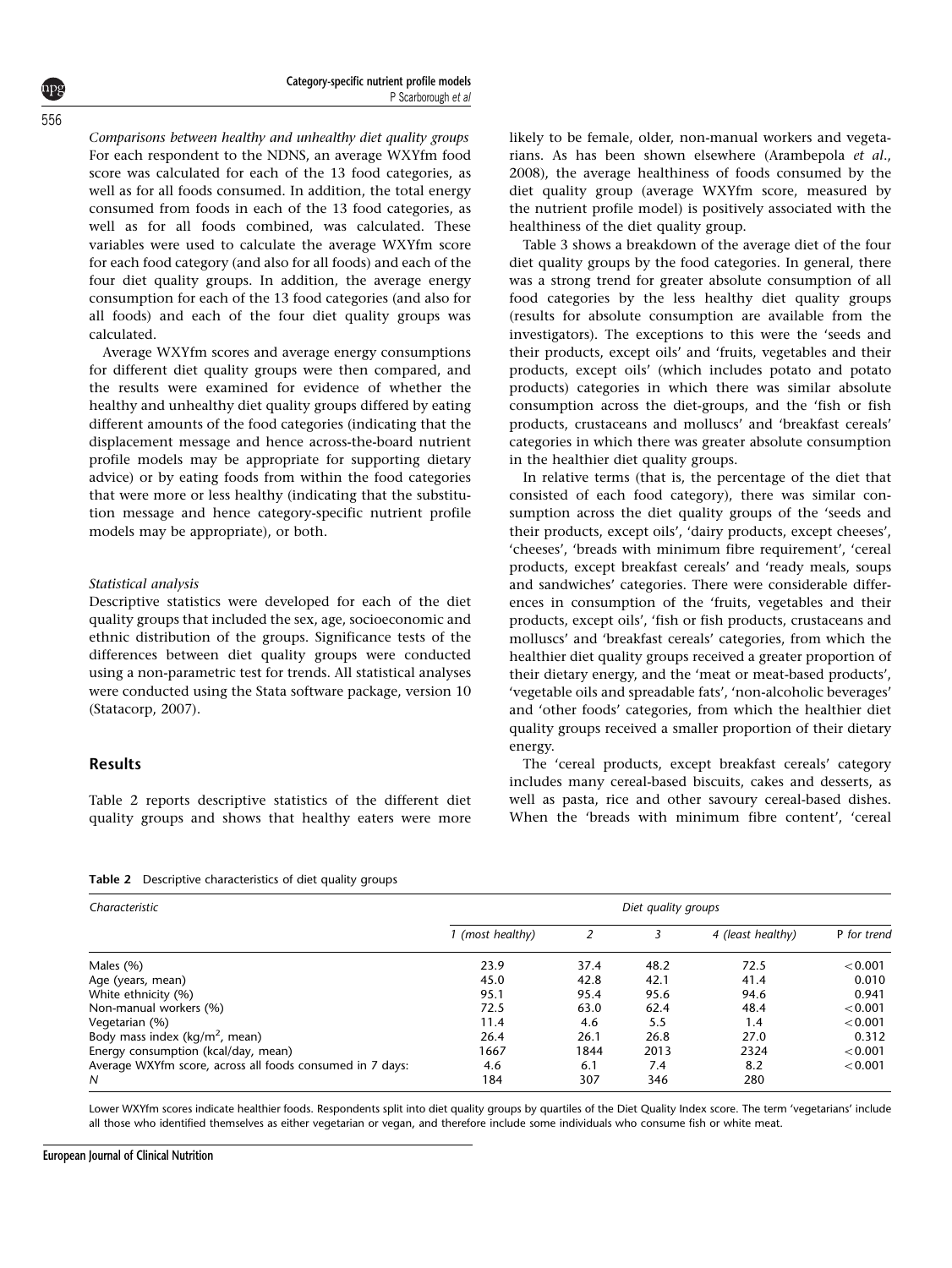*Comparisons between healthy and unhealthy diet quality groups*
For each respondent to the NDNS, an average WXYfm food score was calculated for each of the 13 food categories, as well as for all foods consumed. In addition, the total energy consumed from foods in each of the 13 food categories, as well as for all foods combined, was calculated. These variables were used to calculate the average WXYfm score for each food category (and also for all foods) and each of the four diet quality groups. In addition, the average energy consumption for each of the 13 food categories (and also for all foods) and each of the four diet quality groups was calculated.

Average WXYfm scores and average energy consumptions for different diet quality groups were then compared, and the results were examined for evidence of whether the healthy and unhealthy diet quality groups differed by eating different amounts of the food categories (indicating that the displacement message and hence across-the-board nutrient profile models may be appropriate for supporting dietary advice) or by eating foods from within the food categories that were more or less healthy (indicating that the substitution message and hence category-specific nutrient profile models may be appropriate), or both.

*Statistical analysis*
Descriptive statistics were developed for each of the diet quality groups that included the sex, age, socioeconomic and ethnic distribution of the groups. Significance tests of the differences between diet quality groups were conducted using a non-parametric test for trends. All statistical analyses were conducted using the Stata software package, version 10 (Statacorp, 2007).

## Results

Table 2 reports descriptive statistics of the different diet quality groups and shows that healthy eaters were more likely to be female, older, non-manual workers and vegetarians. As has been shown elsewhere (Arambepola *et al*., 2008), the average healthiness of foods consumed by the diet quality group (average WXYfm score, measured by the nutrient profile model) is positively associated with the healthiness of the diet quality group.

Table 3 shows a breakdown of the average diet of the four diet quality groups by the food categories. In general, there was a strong trend for greater absolute consumption of all food categories by the less healthy diet quality groups (results for absolute consumption are available from the investigators). The exceptions to this were the 'seeds and their products, except oils' and 'fruits, vegetables and their products, except oils' (which includes potato and potato products) categories in which there was similar absolute consumption across the diet-groups, and the 'fish or fish products, crustaceans and molluscs' and 'breakfast cereals' categories in which there was greater absolute consumption in the healthier diet quality groups.

In relative terms (that is, the percentage of the diet that consisted of each food category), there was similar consumption across the diet quality groups of the 'seeds and their products, except oils', 'dairy products, except cheeses', 'cheeses', 'breads with minimum fibre requirement', 'cereal products, except breakfast cereals' and 'ready meals, soups and sandwiches' categories. There were considerable differences in consumption of the 'fruits, vegetables and their products, except oils', 'fish or fish products, crustaceans and molluscs' and 'breakfast cereals' categories, from which the healthier diet quality groups received a greater proportion of their dietary energy, and the 'meat or meat-based products', 'vegetable oils and spreadable fats', 'non-alcoholic beverages' and 'other foods' categories, from which the healthier diet quality groups received a smaller proportion of their dietary energy.

The 'cereal products, except breakfast cereals' category includes many cereal-based biscuits, cakes and desserts, as well as pasta, rice and other savoury cereal-based dishes. When the 'breads with minimum fibre content', 'cereal

**Table 2** Descriptive characteristics of diet quality groups

| *Characteristic* | *Diet quality groups* | | | | |
|---|---|---|---|---|---|
| | *1 (most healthy)* | *2* | *3* | *4 (least healthy)* | P *for trend* |
| Males (%) | 23.9 | 37.4 | 48.2 | 72.5 | <0.001 |
| Age (years, mean) | 45.0 | 42.8 | 42.1 | 41.4 | 0.010 |
| White ethnicity (%) | 95.1 | 95.4 | 95.6 | 94.6 | 0.941 |
| Non-manual workers (%) | 72.5 | 63.0 | 62.4 | 48.4 | <0.001 |
| Vegetarian (%) | 11.4 | 4.6 | 5.5 | 1.4 | <0.001 |
| Body mass index (kg/m$^2$, mean) | 26.4 | 26.1 | 26.8 | 27.0 | 0.312 |
| Energy consumption (kcal/day, mean) | 1667 | 1844 | 2013 | 2324 | <0.001 |
| Average WXYfm score, across all foods consumed in 7 days: | 4.6 | 6.1 | 7.4 | 8.2 | <0.001 |
| *N* | 184 | 307 | 346 | 280 | |

Lower WXYfm scores indicate healthier foods. Respondents split into diet quality groups by quartiles of the Diet Quality Index score. The term 'vegetarians' include all those who identified themselves as either vegetarian or vegan, and therefore include some individuals who consume fish or white meat.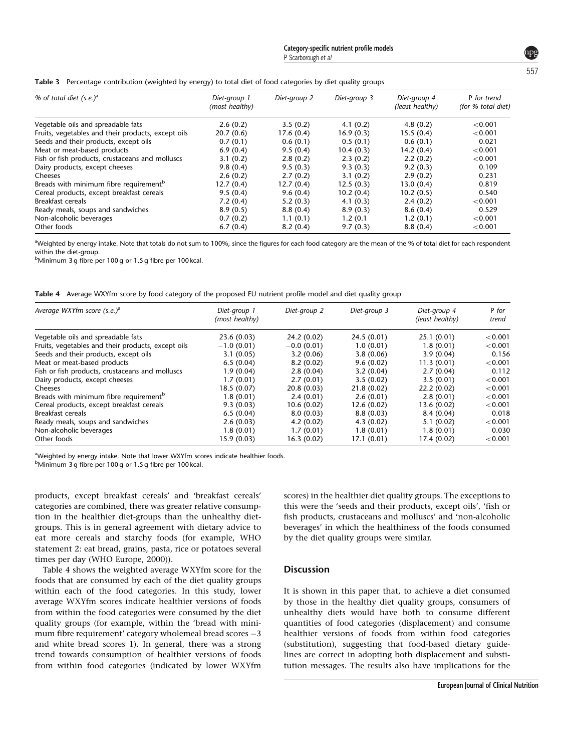**Table 3** Percentage contribution (weighted by energy) to total diet of food categories by diet quality groups

| % of total diet (s.e.)[a] | Diet-group 1 (most healthy) | Diet-group 2 | Diet-group 3 | Diet-group 4 (least healthy) | P for trend (for % total diet) |
|---|---|---|---|---|---|
| Vegetable oils and spreadable fats | 2.6 (0.2) | 3.5 (0.2) | 4.1 (0.2) | 4.8 (0.2) | <0.001 |
| Fruits, vegetables and their products, except oils | 20.7 (0.6) | 17.6 (0.4) | 16.9 (0.3) | 15.5 (0.4) | <0.001 |
| Seeds and their products, except oils | 0.7 (0.1) | 0.6 (0.1) | 0.5 (0.1) | 0.6 (0.1) | 0.021 |
| Meat or meat-based products | 6.9 (0.4) | 9.5 (0.4) | 10.4 (0.3) | 14.2 (0.4) | <0.001 |
| Fish or fish products, crustaceans and molluscs | 3.1 (0.2) | 2.8 (0.2) | 2.3 (0.2) | 2.2 (0.2) | <0.001 |
| Dairy products, except cheeses | 9.8 (0.4) | 9.5 (0.3) | 9.3 (0.3) | 9.2 (0.3) | 0.109 |
| Cheeses | 2.6 (0.2) | 2.7 (0.2) | 3.1 (0.2) | 2.9 (0.2) | 0.231 |
| Breads with minimum fibre requirement[b] | 12.7 (0.4) | 12.7 (0.4) | 12.5 (0.3) | 13.0 (0.4) | 0.819 |
| Cereal products, except breakfast cereals | 9.5 (0.4) | 9.6 (0.4) | 10.2 (0.4) | 10.2 (0.5) | 0.540 |
| Breakfast cereals | 7.2 (0.4) | 5.2 (0.3) | 4.1 (0.3) | 2.4 (0.2) | <0.001 |
| Ready meals, soups and sandwiches | 8.9 (0.5) | 8.8 (0.4) | 8.9 (0.3) | 8.6 (0.4) | 0.529 |
| Non-alcoholic beverages | 0.7 (0.2) | 1.1 (0.1) | 1.2 (0.1 | 1.2 (0.1) | <0.001 |
| Other foods | 6.7 (0.4) | 8.2 (0.4) | 9.7 (0.3) | 8.8 (0.4) | <0.001 |

[a]Weighted by energy intake. Note that totals do not sum to 100%, since the figures for each food category are the mean of the % of total diet for each respondent within the diet-group.
[b]Minimum 3 g fibre per 100 g or 1.5 g fibre per 100 kcal.

**Table 4** Average WXYfm score by food category of the proposed EU nutrient profile model and diet quality group

| Average WXYfm score (s.e.)[a] | Diet-group 1 (most healthy) | Diet-group 2 | Diet-group 3 | Diet-group 4 (least healthy) | P for trend |
|---|---|---|---|---|---|
| Vegetable oils and spreadable fats | 23.6 (0.03) | 24.2 (0.02) | 24.5 (0.01) | 25.1 (0.01) | <0.001 |
| Fruits, vegetables and their products, except oils | −1.0 (0.01) | −0.0 (0.01) | 1.0 (0.01) | 1.8 (0.01) | <0.001 |
| Seeds and their products, except oils | 3.1 (0.05) | 3.2 (0.06) | 3.8 (0.06) | 3.9 (0.04) | 0.156 |
| Meat or meat-based products | 6.5 (0.04) | 8.2 (0.02) | 9.6 (0.02) | 11.3 (0.01) | <0.001 |
| Fish or fish products, crustaceans and molluscs | 1.9 (0.04) | 2.8 (0.04) | 3.2 (0.04) | 2.7 (0.04) | 0.112 |
| Dairy products, except cheeses | 1.7 (0.01) | 2.7 (0.01) | 3.5 (0.02) | 3.5 (0.01) | <0.001 |
| Cheeses | 18.5 (0.07) | 20.8 (0.03) | 21.8 (0.02) | 22.2 (0.02) | <0.001 |
| Breads with minimum fibre requirement[b] | 1.8 (0.01) | 2.4 (0.01) | 2.6 (0.01) | 2.8 (0.01) | <0.001 |
| Cereal products, except breakfast cereals | 9.3 (0.03) | 10.6 (0.02) | 12.6 (0.02) | 13.6 (0.02) | <0.001 |
| Breakfast cereals | 6.5 (0.04) | 8.0 (0.03) | 8.8 (0.03) | 8.4 (0.04) | 0.018 |
| Ready meals, soups and sandwiches | 2.6 (0.03) | 4.2 (0.02) | 4.3 (0.02) | 5.1 (0.02) | <0.001 |
| Non-alcoholic beverages | 1.8 (0.01) | 1.7 (0.01) | 1.8 (0.01) | 1.8 (0.01) | 0.030 |
| Other foods | 15.9 (0.03) | 16.3 (0.02) | 17.1 (0.01) | 17.4 (0.02) | <0.001 |

[a]Weighted by energy intake. Note that lower WXYfm scores indicate healthier foods.
[b]Minimum 3 g fibre per 100 g or 1.5 g fibre per 100 kcal.

products, except breakfast cereals' and 'breakfast cereals' categories are combined, there was greater relative consumption in the healthier diet-groups than the unhealthy diet-groups. This is in general agreement with dietary advice to eat more cereals and starchy foods (for example, WHO statement 2: eat bread, grains, pasta, rice or potatoes several times per day (WHO Europe, 2000)).

Table 4 shows the weighted average WXYfm score for the foods that are consumed by each of the diet quality groups within each of the food categories. In this study, lower average WXYfm scores indicate healthier versions of foods from within the food categories were consumed by the diet quality groups (for example, within the 'bread with minimum fibre requirement' category wholemeal bread scores −3 and white bread scores 1). In general, there was a strong trend towards consumption of healthier versions of foods from within food categories (indicated by lower WXYfm scores) in the healthier diet quality groups. The exceptions to this were the 'seeds and their products, except oils', 'fish or fish products, crustaceans and molluscs' and 'non-alcoholic beverages' in which the healthiness of the foods consumed by the diet quality groups were similar.

## Discussion

It is shown in this paper that, to achieve a diet consumed by those in the healthy diet quality groups, consumers of unhealthy diets would have both to consume different quantities of food categories (displacement) and consume healthier versions of foods from within food categories (substitution), suggesting that food-based dietary guidelines are correct in adopting both displacement and substitution messages. The results also have implications for the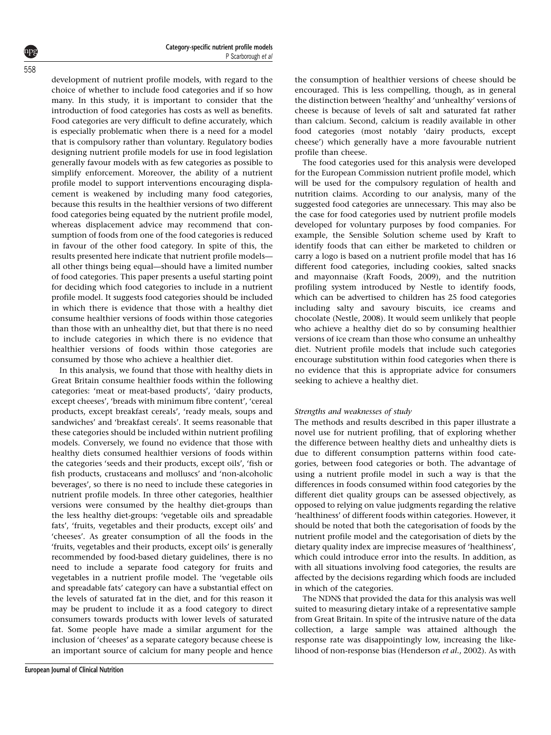development of nutrient profile models, with regard to the choice of whether to include food categories and if so how many. In this study, it is important to consider that the introduction of food categories has costs as well as benefits. Food categories are very difficult to define accurately, which is especially problematic when there is a need for a model that is compulsory rather than voluntary. Regulatory bodies designing nutrient profile models for use in food legislation generally favour models with as few categories as possible to simplify enforcement. Moreover, the ability of a nutrient profile model to support interventions encouraging displacement is weakened by including many food categories, because this results in the healthier versions of two different food categories being equated by the nutrient profile model, whereas displacement advice may recommend that consumption of foods from one of the food categories is reduced in favour of the other food category. In spite of this, the results presented here indicate that nutrient profile models—all other things being equal—should have a limited number of food categories. This paper presents a useful starting point for deciding which food categories to include in a nutrient profile model. It suggests food categories should be included in which there is evidence that those with a healthy diet consume healthier versions of foods within those categories than those with an unhealthy diet, but that there is no need to include categories in which there is no evidence that healthier versions of foods within those categories are consumed by those who achieve a healthier diet.

In this analysis, we found that those with healthy diets in Great Britain consume healthier foods within the following categories: 'meat or meat-based products', 'dairy products, except cheeses', 'breads with minimum fibre content', 'cereal products, except breakfast cereals', 'ready meals, soups and sandwiches' and 'breakfast cereals'. It seems reasonable that these categories should be included within nutrient profiling models. Conversely, we found no evidence that those with healthy diets consumed healthier versions of foods within the categories 'seeds and their products, except oils', 'fish or fish products, crustaceans and molluscs' and 'non-alcoholic beverages', so there is no need to include these categories in nutrient profile models. In three other categories, healthier versions were consumed by the healthy diet-groups than the less healthy diet-groups: 'vegetable oils and spreadable fats', 'fruits, vegetables and their products, except oils' and 'cheeses'. As greater consumption of all the foods in the 'fruits, vegetables and their products, except oils' is generally recommended by food-based dietary guidelines, there is no need to include a separate food category for fruits and vegetables in a nutrient profile model. The 'vegetable oils and spreadable fats' category can have a substantial effect on the levels of saturated fat in the diet, and for this reason it may be prudent to include it as a food category to direct consumers towards products with lower levels of saturated fat. Some people have made a similar argument for the inclusion of 'cheeses' as a separate category because cheese is an important source of calcium for many people and hence the consumption of healthier versions of cheese should be encouraged. This is less compelling, though, as in general the distinction between 'healthy' and 'unhealthy' versions of cheese is because of levels of salt and saturated fat rather than calcium. Second, calcium is readily available in other food categories (most notably 'dairy products, except cheese') which generally have a more favourable nutrient profile than cheese.

The food categories used for this analysis were developed for the European Commission nutrient profile model, which will be used for the compulsory regulation of health and nutrition claims. According to our analysis, many of the suggested food categories are unnecessary. This may also be the case for food categories used by nutrient profile models developed for voluntary purposes by food companies. For example, the Sensible Solution scheme used by Kraft to identify foods that can either be marketed to children or carry a logo is based on a nutrient profile model that has 16 different food categories, including cookies, salted snacks and mayonnaise (Kraft Foods, 2009), and the nutrition profiling system introduced by Nestle to identify foods, which can be advertised to children has 25 food categories including salty and savoury biscuits, ice creams and chocolate (Nestle, 2008). It would seem unlikely that people who achieve a healthy diet do so by consuming healthier versions of ice cream than those who consume an unhealthy diet. Nutrient profile models that include such categories encourage substitution within food categories when there is no evidence that this is appropriate advice for consumers seeking to achieve a healthy diet.

*Strengths and weaknesses of study*

The methods and results described in this paper illustrate a novel use for nutrient profiling, that of exploring whether the difference between healthy diets and unhealthy diets is due to different consumption patterns within food categories, between food categories or both. The advantage of using a nutrient profile model in such a way is that the differences in foods consumed within food categories by the different diet quality groups can be assessed objectively, as opposed to relying on value judgments regarding the relative 'healthiness' of different foods within categories. However, it should be noted that both the categorisation of foods by the nutrient profile model and the categorisation of diets by the dietary quality index are imprecise measures of 'healthiness', which could introduce error into the results. In addition, as with all situations involving food categories, the results are affected by the decisions regarding which foods are included in which of the categories.

The NDNS that provided the data for this analysis was well suited to measuring dietary intake of a representative sample from Great Britain. In spite of the intrusive nature of the data collection, a large sample was attained although the response rate was disappointingly low, increasing the likelihood of non-response bias (Henderson *et al.*, 2002). As with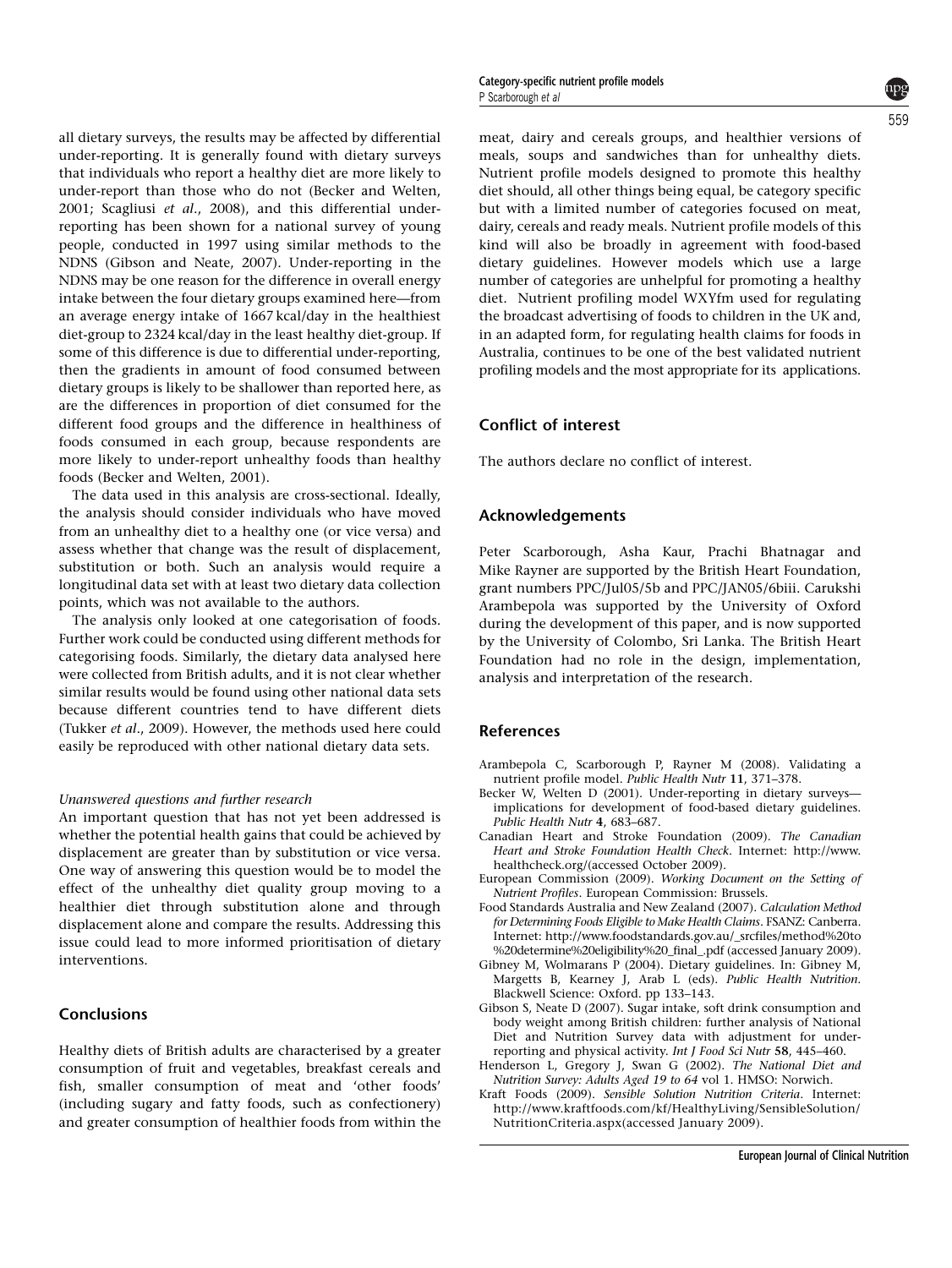all dietary surveys, the results may be affected by differential under-reporting. It is generally found with dietary surveys that individuals who report a healthy diet are more likely to under-report than those who do not (Becker and Welten, 2001; Scagliusi *et al*., 2008), and this differential under-reporting has been shown for a national survey of young people, conducted in 1997 using similar methods to the NDNS (Gibson and Neate, 2007). Under-reporting in the NDNS may be one reason for the difference in overall energy intake between the four dietary groups examined here—from an average energy intake of 1667 kcal/day in the healthiest diet-group to 2324 kcal/day in the least healthy diet-group. If some of this difference is due to differential under-reporting, then the gradients in amount of food consumed between dietary groups is likely to be shallower than reported here, as are the differences in proportion of diet consumed for the different food groups and the difference in healthiness of foods consumed in each group, because respondents are more likely to under-report unhealthy foods than healthy foods (Becker and Welten, 2001).

The data used in this analysis are cross-sectional. Ideally, the analysis should consider individuals who have moved from an unhealthy diet to a healthy one (or vice versa) and assess whether that change was the result of displacement, substitution or both. Such an analysis would require a longitudinal data set with at least two dietary data collection points, which was not available to the authors.

The analysis only looked at one categorisation of foods. Further work could be conducted using different methods for categorising foods. Similarly, the dietary data analysed here were collected from British adults, and it is not clear whether similar results would be found using other national data sets because different countries tend to have different diets (Tukker *et al*., 2009). However, the methods used here could easily be reproduced with other national dietary data sets.

*Unanswered questions and further research*

An important question that has not yet been addressed is whether the potential health gains that could be achieved by displacement are greater than by substitution or vice versa. One way of answering this question would be to model the effect of the unhealthy diet quality group moving to a healthier diet through substitution alone and through displacement alone and compare the results. Addressing this issue could lead to more informed prioritisation of dietary interventions.

## Conclusions

Healthy diets of British adults are characterised by a greater consumption of fruit and vegetables, breakfast cereals and fish, smaller consumption of meat and 'other foods' (including sugary and fatty foods, such as confectionery) and greater consumption of healthier foods from within the meat, dairy and cereals groups, and healthier versions of meals, soups and sandwiches than for unhealthy diets. Nutrient profile models designed to promote this healthy diet should, all other things being equal, be category specific but with a limited number of categories focused on meat, dairy, cereals and ready meals. Nutrient profile models of this kind will also be broadly in agreement with food-based dietary guidelines. However models which use a large number of categories are unhelpful for promoting a healthy diet. Nutrient profiling model WXYfm used for regulating the broadcast advertising of foods to children in the UK and, in an adapted form, for regulating health claims for foods in Australia, continues to be one of the best validated nutrient profiling models and the most appropriate for its applications.

## Conflict of interest

The authors declare no conflict of interest.

## Acknowledgements

Peter Scarborough, Asha Kaur, Prachi Bhatnagar and Mike Rayner are supported by the British Heart Foundation, grant numbers PPC/Jul05/5b and PPC/JAN05/6biii. Carukshi Arambepola was supported by the University of Oxford during the development of this paper, and is now supported by the University of Colombo, Sri Lanka. The British Heart Foundation had no role in the design, implementation, analysis and interpretation of the research.

## References

Arambepola C, Scarborough P, Rayner M (2008). Validating a nutrient profile model. *Public Health Nutr* **11**, 371–378.

Becker W, Welten D (2001). Under-reporting in dietary surveys—implications for development of food-based dietary guidelines. *Public Health Nutr* **4**, 683–687.

Canadian Heart and Stroke Foundation (2009). *The Canadian Heart and Stroke Foundation Health Check*. Internet: http://www.healthcheck.org/(accessed October 2009).

European Commission (2009). *Working Document on the Setting of Nutrient Profiles*. European Commission: Brussels.

Food Standards Australia and New Zealand (2007). *Calculation Method for Determining Foods Eligible to Make Health Claims*. FSANZ: Canberra. Internet: http://www.foodstandards.gov.au/_srcfiles/method%20to%20determine%20eligibility%20_final_.pdf (accessed January 2009).

Gibney M, Wolmarans P (2004). Dietary guidelines. In: Gibney M, Margetts B, Kearney J, Arab L (eds). *Public Health Nutrition*. Blackwell Science: Oxford. pp 133–143.

Gibson S, Neate D (2007). Sugar intake, soft drink consumption and body weight among British children: further analysis of National Diet and Nutrition Survey data with adjustment for under-reporting and physical activity. *Int J Food Sci Nutr* **58**, 445–460.

Henderson L, Gregory J, Swan G (2002). *The National Diet and Nutrition Survey: Adults Aged 19 to 64* vol 1. HMSO: Norwich.

Kraft Foods (2009). *Sensible Solution Nutrition Criteria*. Internet: http://www.kraftfoods.com/kf/HealthyLiving/SensibleSolution/NutritionCriteria.aspx(accessed January 2009).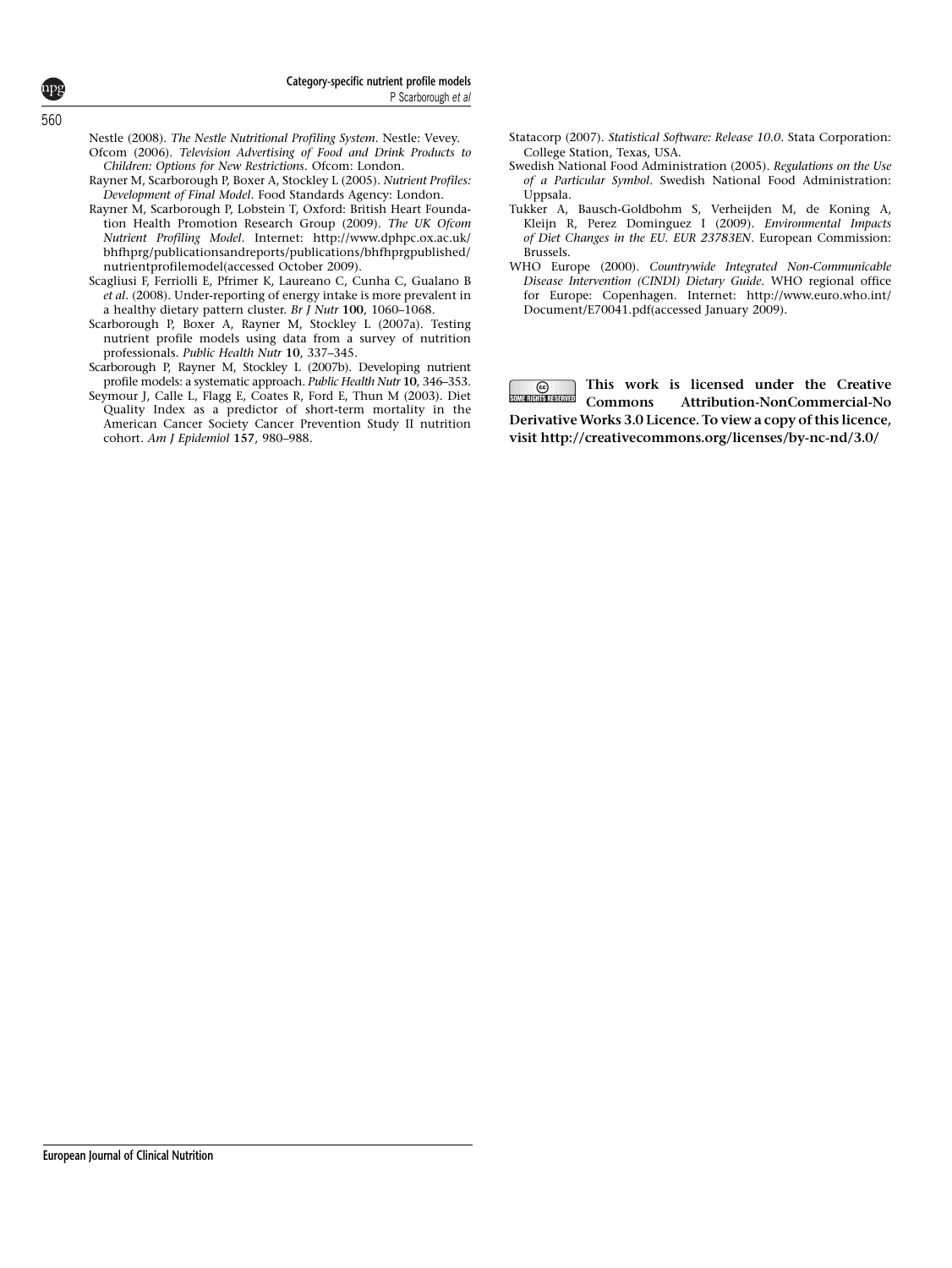Nestle (2008). *The Nestle Nutritional Profiling System*. Nestle: Vevey.

Ofcom (2006). *Television Advertising of Food and Drink Products to Children: Options for New Restrictions*. Ofcom: London.

Rayner M, Scarborough P, Boxer A, Stockley L (2005). *Nutrient Profiles: Development of Final Model*. Food Standards Agency: London.

Rayner M, Scarborough P, Lobstein T, Oxford: British Heart Foundation Health Promotion Research Group (2009). *The UK Ofcom Nutrient Profiling Model*. Internet: http://www.dphpc.ox.ac.uk/bhfhprg/publicationsandreports/publications/bhfhprgpublished/nutrientprofilemodel(accessed October 2009).

Scagliusi F, Ferriolli E, Pfrimer K, Laureano C, Cunha C, Gualano B *et al*. (2008). Under-reporting of energy intake is more prevalent in a healthy dietary pattern cluster. *Br J Nutr* **100**, 1060–1068.

Scarborough P, Boxer A, Rayner M, Stockley L (2007a). Testing nutrient profile models using data from a survey of nutrition professionals. *Public Health Nutr* **10**, 337–345.

Scarborough P, Rayner M, Stockley L (2007b). Developing nutrient profile models: a systematic approach. *Public Health Nutr* **10**, 346–353.

Seymour J, Calle L, Flagg E, Coates R, Ford E, Thun M (2003). Diet Quality Index as a predictor of short-term mortality in the American Cancer Society Cancer Prevention Study II nutrition cohort. *Am J Epidemiol* **157**, 980–988.

Statacorp (2007). *Statistical Software: Release 10.0*. Stata Corporation: College Station, Texas, USA.

Swedish National Food Administration (2005). *Regulations on the Use of a Particular Symbol*. Swedish National Food Administration: Uppsala.

Tukker A, Bausch-Goldbohm S, Verheijden M, de Koning A, Kleijn R, Perez Dominguez I (2009). *Environmental Impacts of Diet Changes in the EU. EUR 23783EN*. European Commission: Brussels.

WHO Europe (2000). *Countrywide Integrated Non-Communicable Disease Intervention (CINDI) Dietary Guide*. WHO regional office for Europe: Copenhagen. Internet: http://www.euro.who.int/Document/E70041.pdf(accessed January 2009).

**This work is licensed under the Creative Commons Attribution-NonCommercial-No Derivative Works 3.0 Licence. To view a copy of this licence, visit http://creativecommons.org/licenses/by-nc-nd/3.0/**